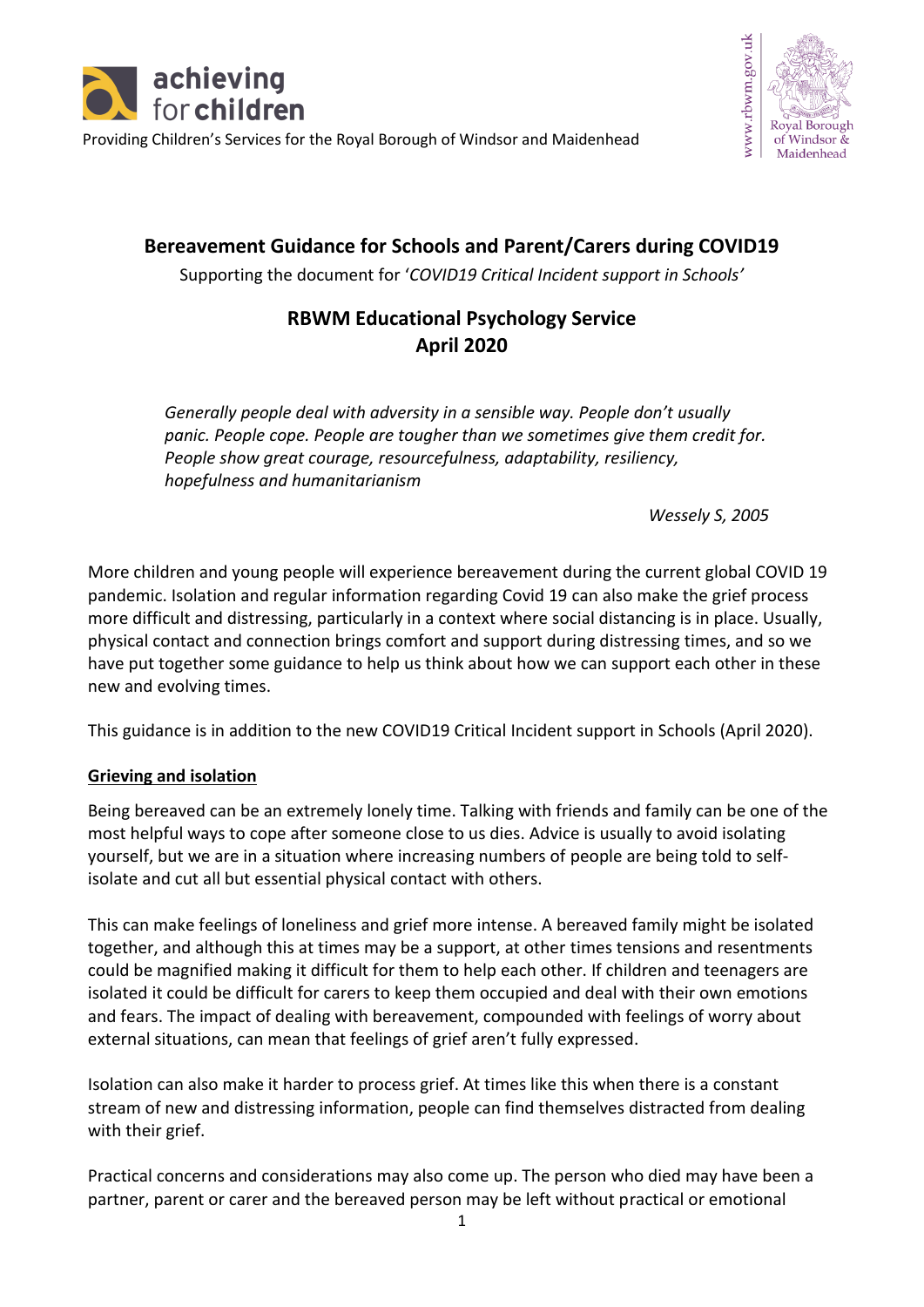achieving for children

Providing Children's Services for the Royal Borough of Windsor and Maidenhead

www.rbwm.gov.uk Royal Borough of Windsor & Maidenhead

# Bereavement Guidance for Schools and Parent/Carers during COVID19

Supporting the document for '*COVID19 Critical Incident support in Schools'*

## RBWM Educational Psychology Service
## April 2020

*Generally people deal with adversity in a sensible way. People don't usually panic. People cope. People are tougher than we sometimes give them credit for. People show great courage, resourcefulness, adaptability, resiliency, hopefulness and humanitarianism*

*Wessely S, 2005*

More children and young people will experience bereavement during the current global COVID 19 pandemic. Isolation and regular information regarding Covid 19 can also make the grief process more difficult and distressing, particularly in a context where social distancing is in place. Usually, physical contact and connection brings comfort and support during distressing times, and so we have put together some guidance to help us think about how we can support each other in these new and evolving times.

This guidance is in addition to the new COVID19 Critical Incident support in Schools (April 2020).

### Grieving and isolation

Being bereaved can be an extremely lonely time. Talking with friends and family can be one of the most helpful ways to cope after someone close to us dies. Advice is usually to avoid isolating yourself, but we are in a situation where increasing numbers of people are being told to self-isolate and cut all but essential physical contact with others.

This can make feelings of loneliness and grief more intense. A bereaved family might be isolated together, and although this at times may be a support, at other times tensions and resentments could be magnified making it difficult for them to help each other. If children and teenagers are isolated it could be difficult for carers to keep them occupied and deal with their own emotions and fears. The impact of dealing with bereavement, compounded with feelings of worry about external situations, can mean that feelings of grief aren't fully expressed.

Isolation can also make it harder to process grief. At times like this when there is a constant stream of new and distressing information, people can find themselves distracted from dealing with their grief.

Practical concerns and considerations may also come up. The person who died may have been a partner, parent or carer and the bereaved person may be left without practical or emotional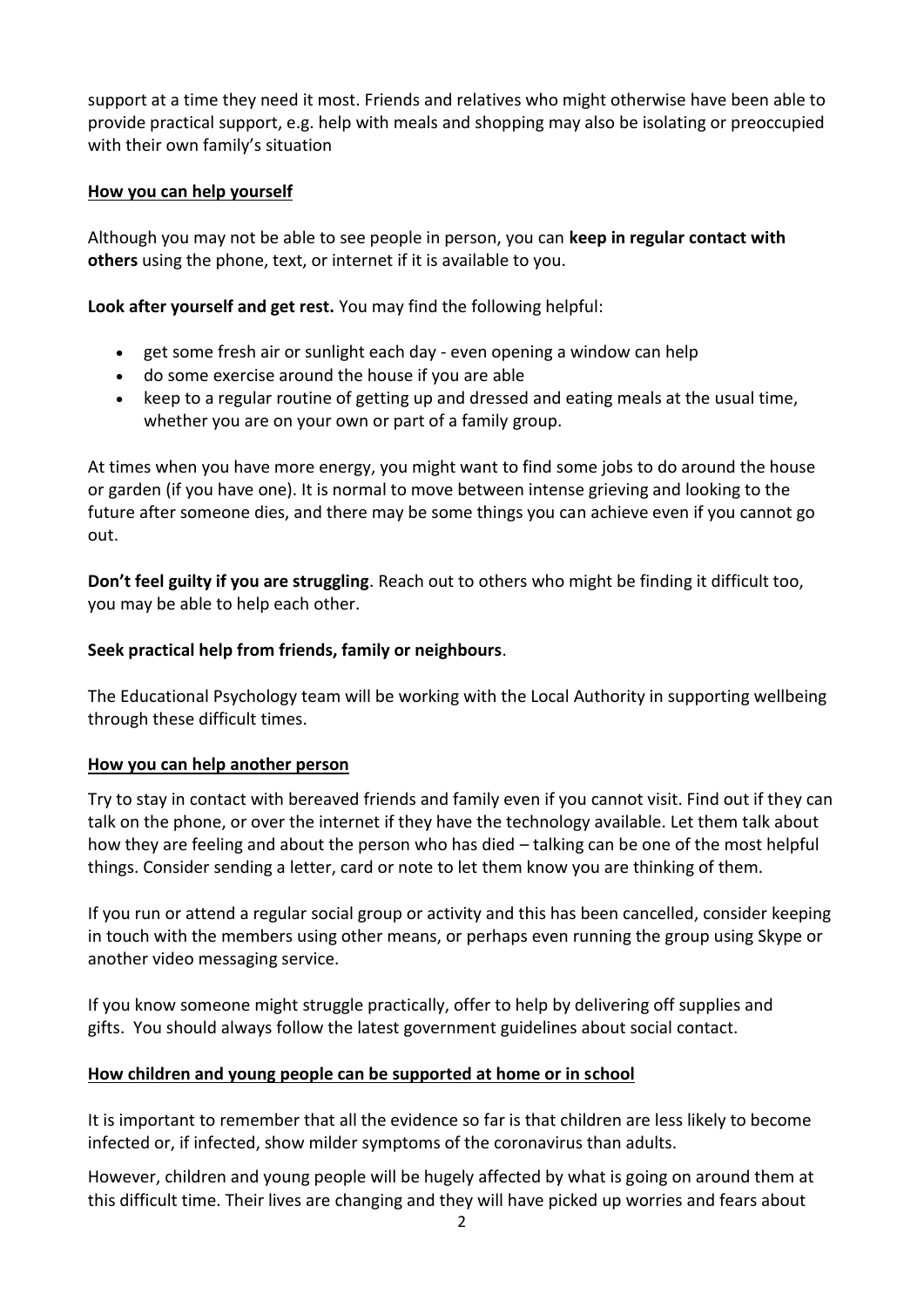support at a time they need it most. Friends and relatives who might otherwise have been able to provide practical support, e.g. help with meals and shopping may also be isolating or preoccupied with their own family's situation

## How you can help yourself

Although you may not be able to see people in person, you can **keep in regular contact with others** using the phone, text, or internet if it is available to you.

**Look after yourself and get rest.** You may find the following helpful:

- get some fresh air or sunlight each day - even opening a window can help
- do some exercise around the house if you are able
- keep to a regular routine of getting up and dressed and eating meals at the usual time, whether you are on your own or part of a family group.

At times when you have more energy, you might want to find some jobs to do around the house or garden (if you have one). It is normal to move between intense grieving and looking to the future after someone dies, and there may be some things you can achieve even if you cannot go out.

**Don't feel guilty if you are struggling**. Reach out to others who might be finding it difficult too, you may be able to help each other.

**Seek practical help from friends, family or neighbours**.

The Educational Psychology team will be working with the Local Authority in supporting wellbeing through these difficult times.

## How you can help another person

Try to stay in contact with bereaved friends and family even if you cannot visit. Find out if they can talk on the phone, or over the internet if they have the technology available. Let them talk about how they are feeling and about the person who has died – talking can be one of the most helpful things. Consider sending a letter, card or note to let them know you are thinking of them.

If you run or attend a regular social group or activity and this has been cancelled, consider keeping in touch with the members using other means, or perhaps even running the group using Skype or another video messaging service.

If you know someone might struggle practically, offer to help by delivering off supplies and gifts. You should always follow the latest government guidelines about social contact.

## How children and young people can be supported at home or in school

It is important to remember that all the evidence so far is that children are less likely to become infected or, if infected, show milder symptoms of the coronavirus than adults.

However, children and young people will be hugely affected by what is going on around them at this difficult time. Their lives are changing and they will have picked up worries and fears about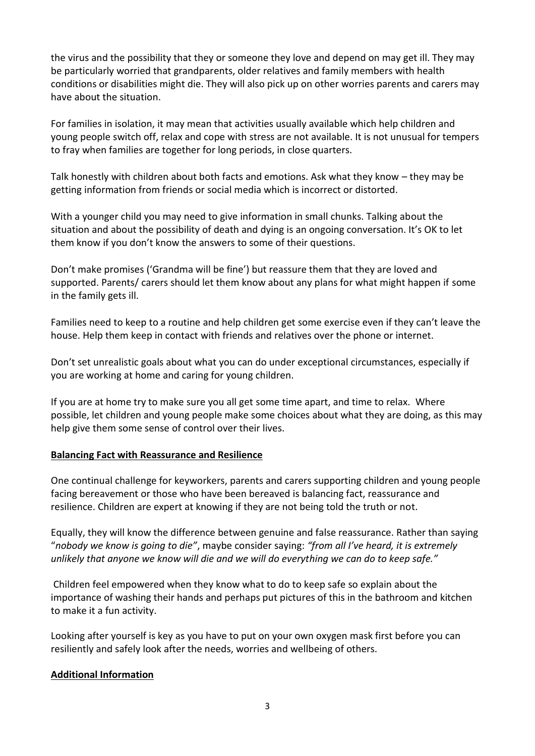the virus and the possibility that they or someone they love and depend on may get ill. They may be particularly worried that grandparents, older relatives and family members with health conditions or disabilities might die. They will also pick up on other worries parents and carers may have about the situation.

For families in isolation, it may mean that activities usually available which help children and young people switch off, relax and cope with stress are not available. It is not unusual for tempers to fray when families are together for long periods, in close quarters.

Talk honestly with children about both facts and emotions. Ask what they know – they may be getting information from friends or social media which is incorrect or distorted.

With a younger child you may need to give information in small chunks. Talking about the situation and about the possibility of death and dying is an ongoing conversation. It's OK to let them know if you don't know the answers to some of their questions.

Don't make promises ('Grandma will be fine') but reassure them that they are loved and supported. Parents/ carers should let them know about any plans for what might happen if some in the family gets ill.

Families need to keep to a routine and help children get some exercise even if they can't leave the house. Help them keep in contact with friends and relatives over the phone or internet.

Don't set unrealistic goals about what you can do under exceptional circumstances, especially if you are working at home and caring for young children.

If you are at home try to make sure you all get some time apart, and time to relax. Where possible, let children and young people make some choices about what they are doing, as this may help give them some sense of control over their lives.

**Balancing Fact with Reassurance and Resilience**

One continual challenge for keyworkers, parents and carers supporting children and young people facing bereavement or those who have been bereaved is balancing fact, reassurance and resilience. Children are expert at knowing if they are not being told the truth or not.

Equally, they will know the difference between genuine and false reassurance. Rather than saying "*nobody we know is going to die"*, maybe consider saying: *"from all I've heard, it is extremely unlikely that anyone we know will die and we will do everything we can do to keep safe."*

Children feel empowered when they know what to do to keep safe so explain about the importance of washing their hands and perhaps put pictures of this in the bathroom and kitchen to make it a fun activity.

Looking after yourself is key as you have to put on your own oxygen mask first before you can resiliently and safely look after the needs, worries and wellbeing of others.

**Additional Information**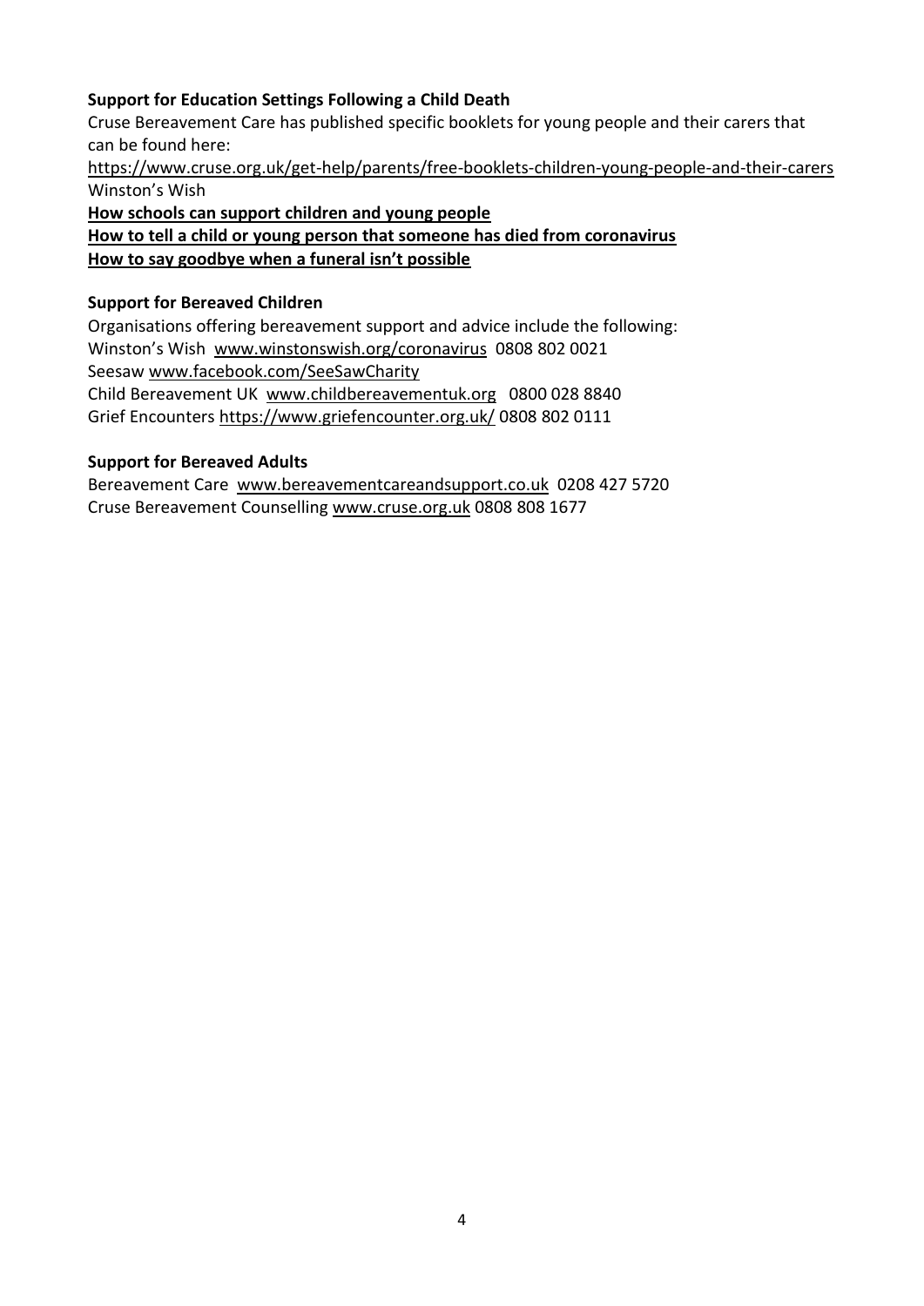**Support for Education Settings Following a Child Death**

Cruse Bereavement Care has published specific booklets for young people and their carers that can be found here:

https://www.cruse.org.uk/get-help/parents/free-booklets-children-young-people-and-their-carers

Winston's Wish

**How schools can support children and young people**

**How to tell a child or young person that someone has died from coronavirus**

**How to say goodbye when a funeral isn't possible**

**Support for Bereaved Children**

Organisations offering bereavement support and advice include the following:

Winston's Wish www.winstonswish.org/coronavirus 0808 802 0021

Seesaw www.facebook.com/SeeSawCharity

Child Bereavement UK www.childbereavementuk.org 0800 028 8840

Grief Encounters https://www.griefencounter.org.uk/ 0808 802 0111

**Support for Bereaved Adults**

Bereavement Care www.bereavementcareandsupport.co.uk 0208 427 5720

Cruse Bereavement Counselling www.cruse.org.uk 0808 808 1677